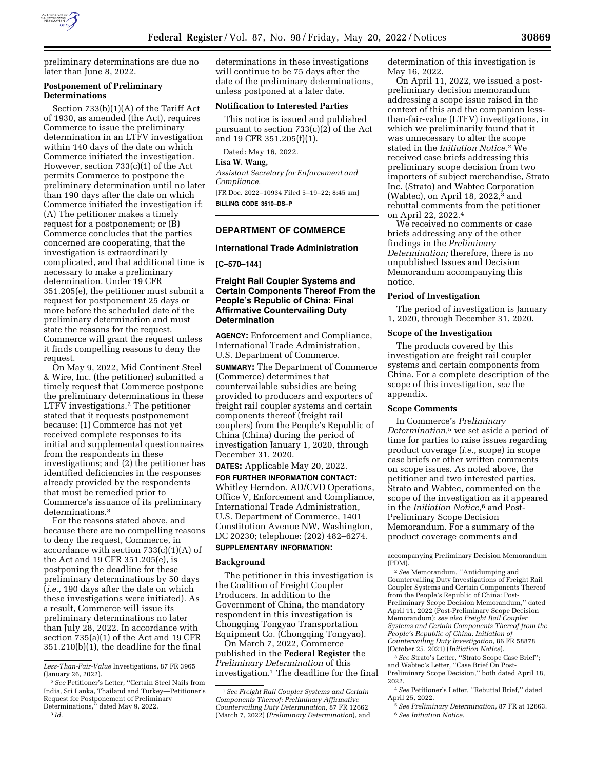preliminary determinations are due no later than June 8, 2022.

**Postponement of Preliminary Determinations**

Section 733(b)(1)(A) of the Tariff Act of 1930, as amended (the Act), requires Commerce to issue the preliminary determination in an LTFV investigation within 140 days of the date on which Commerce initiated the investigation. However, section 733(c)(1) of the Act permits Commerce to postpone the preliminary determination until no later than 190 days after the date on which Commerce initiated the investigation if: (A) The petitioner makes a timely request for a postponement; or (B) Commerce concludes that the parties concerned are cooperating, that the investigation is extraordinarily complicated, and that additional time is necessary to make a preliminary determination. Under 19 CFR 351.205(e), the petitioner must submit a request for postponement 25 days or more before the scheduled date of the preliminary determination and must state the reasons for the request. Commerce will grant the request unless it finds compelling reasons to deny the request.

On May 9, 2022, Mid Continent Steel & Wire, Inc. (the petitioner) submitted a timely request that Commerce postpone the preliminary determinations in these LTFV investigations.[2] The petitioner stated that it requests postponement because: (1) Commerce has not yet received complete responses to its initial and supplemental questionnaires from the respondents in these investigations; and (2) the petitioner has identified deficiencies in the responses already provided by the respondents that must be remedied prior to Commerce's issuance of its preliminary determinations.[3]

For the reasons stated above, and because there are no compelling reasons to deny the request, Commerce, in accordance with section 733(c)(1)(A) of the Act and 19 CFR 351.205(e), is postponing the deadline for these preliminary determinations by 50 days (*i.e.,* 190 days after the date on which these investigations were initiated). As a result, Commerce will issue its preliminary determinations no later than July 28, 2022. In accordance with section 735(a)(1) of the Act and 19 CFR 351.210(b)(1), the deadline for the final determinations in these investigations will continue to be 75 days after the date of the preliminary determinations, unless postponed at a later date.

**Notification to Interested Parties**

This notice is issued and published pursuant to section 733(c)(2) of the Act and 19 CFR 351.205(f)(1).

Dated: May 16, 2022.

**Lisa W. Wang,**

*Assistant Secretary for Enforcement and Compliance.*

[FR Doc. 2022–10934 Filed 5–19–22; 8:45 am]

**BILLING CODE 3510–DS–P**

---

*Less-Than-Fair-Value Investigations,* 87 FR 3965 (January 26, 2022).

[2] *See* Petitioner's Letter, "Certain Steel Nails from India, Sri Lanka, Thailand and Turkey—Petitioner's Request for Postponement of Preliminary Determinations," dated May 9, 2022.

[3] *Id.*

---

## DEPARTMENT OF COMMERCE

### International Trade Administration

**[C–570–144]**

### Freight Rail Coupler Systems and Certain Components Thereof From the People's Republic of China: Final Affirmative Countervailing Duty Determination

**AGENCY:** Enforcement and Compliance, International Trade Administration, U.S. Department of Commerce.

**SUMMARY:** The Department of Commerce (Commerce) determines that countervailable subsidies are being provided to producers and exporters of freight rail coupler systems and certain components thereof (freight rail couplers) from the People's Republic of China (China) during the period of investigation January 1, 2020, through December 31, 2020.

**DATES:** Applicable May 20, 2022.

**FOR FURTHER INFORMATION CONTACT:** Whitley Herndon, AD/CVD Operations, Office V, Enforcement and Compliance, International Trade Administration, U.S. Department of Commerce, 1401 Constitution Avenue NW, Washington, DC 20230; telephone: (202) 482–6274.

**SUPPLEMENTARY INFORMATION:**

**Background**

The petitioner in this investigation is the Coalition of Freight Coupler Producers. In addition to the Government of China, the mandatory respondent in this investigation is Chongqing Tongyao Transportation Equipment Co. (Chongqing Tongyao).

On March 7, 2022, Commerce published in the **Federal Register** the *Preliminary Determination* of this investigation.[1] The deadline for the final determination of this investigation is May 16, 2022.

On April 11, 2022, we issued a post-preliminary decision memorandum addressing a scope issue raised in the context of this and the companion less-than-fair-value (LTFV) investigations, in which we preliminarily found that it was unnecessary to alter the scope stated in the *Initiation Notice.*[2] We received case briefs addressing this preliminary scope decision from two importers of subject merchandise, Strato Inc. (Strato) and Wabtec Corporation (Wabtec), on April 18, 2022,[3] and rebuttal comments from the petitioner on April 22, 2022.[4]

We received no comments or case briefs addressing any of the other findings in the *Preliminary Determination;* therefore, there is no unpublished Issues and Decision Memorandum accompanying this notice.

**Period of Investigation**

The period of investigation is January 1, 2020, through December 31, 2020.

**Scope of the Investigation**

The products covered by this investigation are freight rail coupler systems and certain components from China. For a complete description of the scope of this investigation, *see* the appendix.

**Scope Comments**

In Commerce's *Preliminary Determination,*[5] we set aside a period of time for parties to raise issues regarding product coverage (*i.e.,* scope) in scope case briefs or other written comments on scope issues. As noted above, the petitioner and two interested parties, Strato and Wabtec, commented on the scope of the investigation as it appeared in the *Initiation Notice,*[6] and Post-Preliminary Scope Decision Memorandum. For a summary of the product coverage comments and

---

[1] *See Freight Rail Coupler Systems and Certain Components Thereof: Preliminary Affirmative Countervailing Duty Determination,* 87 FR 12662 (March 7, 2022) (*Preliminary Determination*), and accompanying Preliminary Decision Memorandum (PDM).

[2] *See* Memorandum, "Antidumping and Countervailing Duty Investigations of Freight Rail Coupler Systems and Certain Components Thereof from the People's Republic of China: Post-Preliminary Scope Decision Memorandum," dated April 11, 2022 (Post-Preliminary Scope Decision Memorandum); *see also Freight Rail Coupler Systems and Certain Components Thereof from the People's Republic of China: Initiation of Countervailing Duty Investigation,* 86 FR 58878 (October 25, 2021) (*Initiation Notice*).

[3] *See* Strato's Letter, "Strato Scope Case Brief"; and Wabtec's Letter, "Case Brief On Post-Preliminary Scope Decision," both dated April 18, 2022.

[4] *See* Petitioner's Letter, "Rebuttal Brief," dated April 25, 2022.

[5] *See Preliminary Determination,* 87 FR at 12663.

[6] *See Initiation Notice.*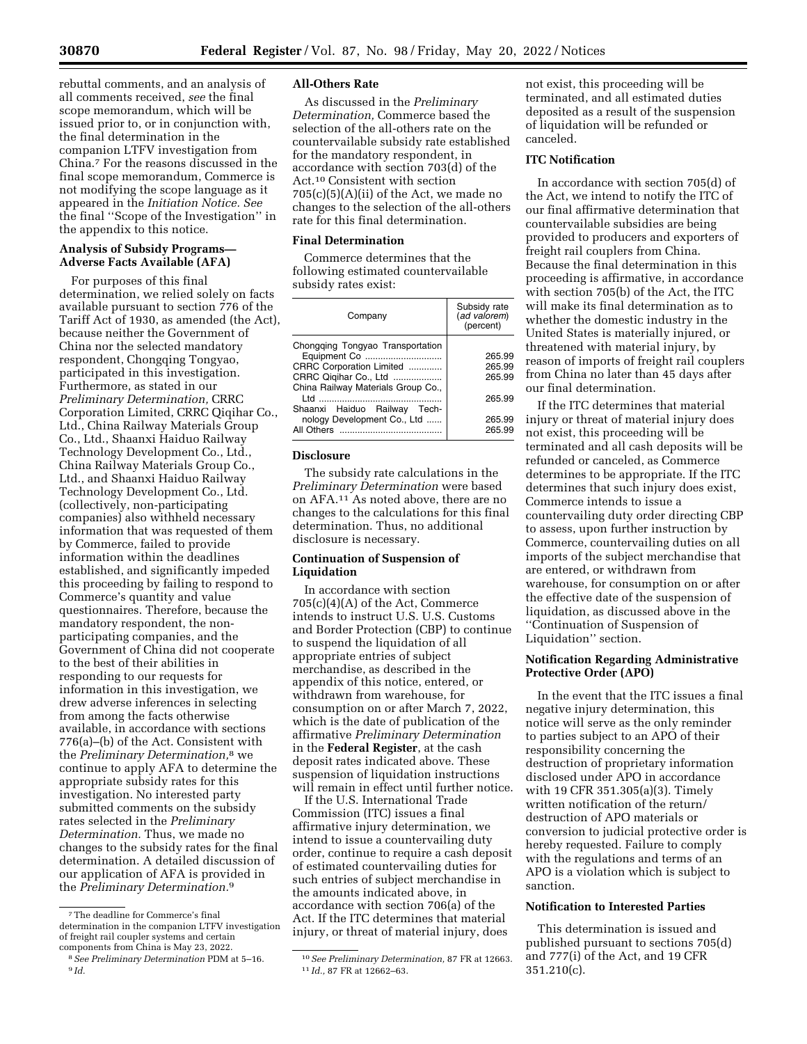rebuttal comments, and an analysis of all comments received, *see* the final scope memorandum, which will be issued prior to, or in conjunction with, the final determination in the companion LTFV investigation from China.[7] For the reasons discussed in the final scope memorandum, Commerce is not modifying the scope language as it appeared in the *Initiation Notice. See* the final ''Scope of the Investigation'' in the appendix to this notice.

### Analysis of Subsidy Programs—Adverse Facts Available (AFA)

For purposes of this final determination, we relied solely on facts available pursuant to section 776 of the Tariff Act of 1930, as amended (the Act), because neither the Government of China nor the selected mandatory respondent, Chongqing Tongyao, participated in this investigation. Furthermore, as stated in our *Preliminary Determination,* CRRC Corporation Limited, CRRC Qiqihar Co., Ltd., China Railway Materials Group Co., Ltd., Shaanxi Haiduo Railway Technology Development Co., Ltd., China Railway Materials Group Co., Ltd., and Shaanxi Haiduo Railway Technology Development Co., Ltd. (collectively, non-participating companies) also withheld necessary information that was requested of them by Commerce, failed to provide information within the deadlines established, and significantly impeded this proceeding by failing to respond to Commerce's quantity and value questionnaires. Therefore, because the mandatory respondent, the non-participating companies, and the Government of China did not cooperate to the best of their abilities in responding to our requests for information in this investigation, we drew adverse inferences in selecting from among the facts otherwise available, in accordance with sections 776(a)–(b) of the Act. Consistent with the *Preliminary Determination,*[8] we continue to apply AFA to determine the appropriate subsidy rates for this investigation. No interested party submitted comments on the subsidy rates selected in the *Preliminary Determination.* Thus, we made no changes to the subsidy rates for the final determination. A detailed discussion of our application of AFA is provided in the *Preliminary Determination.*[9]

### All-Others Rate

As discussed in the *Preliminary Determination,* Commerce based the selection of the all-others rate on the countervailable subsidy rate established for the mandatory respondent, in accordance with section 703(d) of the Act.[10] Consistent with section 705(c)(5)(A)(ii) of the Act, we made no changes to the selection of the all-others rate for this final determination.

### Final Determination

Commerce determines that the following estimated countervailable subsidy rates exist:

| Company | Subsidy rate (*ad valorem*) (percent) |
|---|---|
| Chongqing Tongyao Transportation Equipment Co | 265.99 |
| CRRC Corporation Limited | 265.99 |
| CRRC Qiqihar Co., Ltd | 265.99 |
| China Railway Materials Group Co., Ltd | 265.99 |
| Shaanxi Haiduo Railway Technology Development Co., Ltd | 265.99 |
| All Others | 265.99 |

### Disclosure

The subsidy rate calculations in the *Preliminary Determination* were based on AFA.[11] As noted above, there are no changes to the calculations for this final determination. Thus, no additional disclosure is necessary.

### Continuation of Suspension of Liquidation

In accordance with section 705(c)(4)(A) of the Act, Commerce intends to instruct U.S. U.S. Customs and Border Protection (CBP) to continue to suspend the liquidation of all appropriate entries of subject merchandise, as described in the appendix of this notice, entered, or withdrawn from warehouse, for consumption on or after March 7, 2022, which is the date of publication of the affirmative *Preliminary Determination* in the **Federal Register**, at the cash deposit rates indicated above. These suspension of liquidation instructions will remain in effect until further notice.

If the U.S. International Trade Commission (ITC) issues a final affirmative injury determination, we intend to issue a countervailing duty order, continue to require a cash deposit of estimated countervailing duties for such entries of subject merchandise in the amounts indicated above, in accordance with section 706(a) of the Act. If the ITC determines that material injury, or threat of material injury, does not exist, this proceeding will be terminated, and all estimated duties deposited as a result of the suspension of liquidation will be refunded or canceled.

### ITC Notification

In accordance with section 705(d) of the Act, we intend to notify the ITC of our final affirmative determination that countervailable subsidies are being provided to producers and exporters of freight rail couplers from China. Because the final determination in this proceeding is affirmative, in accordance with section 705(b) of the Act, the ITC will make its final determination as to whether the domestic industry in the United States is materially injured, or threatened with material injury, by reason of imports of freight rail couplers from China no later than 45 days after our final determination.

If the ITC determines that material injury or threat of material injury does not exist, this proceeding will be terminated and all cash deposits will be refunded or canceled, as Commerce determines to be appropriate. If the ITC determines that such injury does exist, Commerce intends to issue a countervailing duty order directing CBP to assess, upon further instruction by Commerce, countervailing duties on all imports of the subject merchandise that are entered, or withdrawn from warehouse, for consumption on or after the effective date of the suspension of liquidation, as discussed above in the ''Continuation of Suspension of Liquidation'' section.

### Notification Regarding Administrative Protective Order (APO)

In the event that the ITC issues a final negative injury determination, this notice will serve as the only reminder to parties subject to an APO of their responsibility concerning the destruction of proprietary information disclosed under APO in accordance with 19 CFR 351.305(a)(3). Timely written notification of the return/destruction of APO materials or conversion to judicial protective order is hereby requested. Failure to comply with the regulations and terms of an APO is a violation which is subject to sanction.

### Notification to Interested Parties

This determination is issued and published pursuant to sections 705(d) and 777(i) of the Act, and 19 CFR 351.210(c).

---

[7] The deadline for Commerce's final determination in the companion LTFV investigation of freight rail coupler systems and certain components from China is May 23, 2022.

[8] *See Preliminary Determination* PDM at 5–16.

[9] *Id.*

[10] *See Preliminary Determination,* 87 FR at 12663.

[11] *Id.,* 87 FR at 12662–63.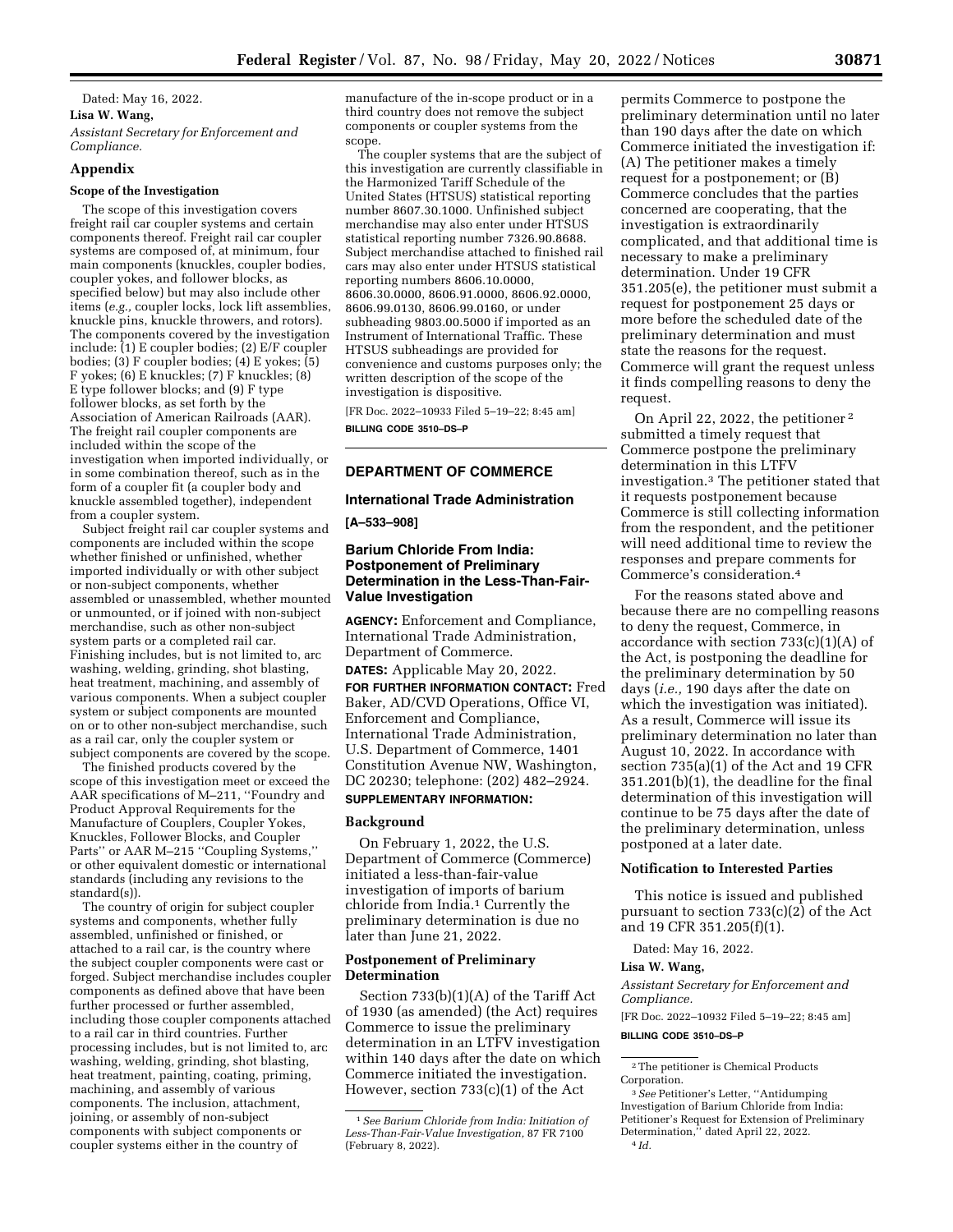Dated: May 16, 2022.

**Lisa W. Wang,**

*Assistant Secretary for Enforcement and Compliance.*

## Appendix

### Scope of the Investigation

The scope of this investigation covers freight rail car coupler systems and certain components thereof. Freight rail car coupler systems are composed of, at minimum, four main components (knuckles, coupler bodies, coupler yokes, and follower blocks, as specified below) but may also include other items (*e.g.,* coupler locks, lock lift assemblies, knuckle pins, knuckle throwers, and rotors). The components covered by the investigation include: (1) E coupler bodies; (2) E/F coupler bodies; (3) F coupler bodies; (4) E yokes; (5) F yokes; (6) E knuckles; (7) F knuckles; (8) E type follower blocks; and (9) F type follower blocks, as set forth by the Association of American Railroads (AAR). The freight rail coupler components are included within the scope of the investigation when imported individually, or in some combination thereof, such as in the form of a coupler fit (a coupler body and knuckle assembled together), independent from a coupler system.

Subject freight rail car coupler systems and components are included within the scope whether finished or unfinished, whether imported individually or with other subject or non-subject components, whether assembled or unassembled, whether mounted or unmounted, or if joined with non-subject merchandise, such as other non-subject system parts or a completed rail car. Finishing includes, but is not limited to, arc washing, welding, grinding, shot blasting, heat treatment, machining, and assembly of various components. When a subject coupler system or subject components are mounted on or to other non-subject merchandise, such as a rail car, only the coupler system or subject components are covered by the scope.

The finished products covered by the scope of this investigation meet or exceed the AAR specifications of M–211, ''Foundry and Product Approval Requirements for the Manufacture of Couplers, Coupler Yokes, Knuckles, Follower Blocks, and Coupler Parts'' or AAR M–215 ''Coupling Systems,'' or other equivalent domestic or international standards (including any revisions to the standard(s)).

The country of origin for subject coupler systems and components, whether fully assembled, unfinished or finished, or attached to a rail car, is the country where the subject coupler components were cast or forged. Subject merchandise includes coupler components as defined above that have been further processed or further assembled, including those coupler components attached to a rail car in third countries. Further processing includes, but is not limited to, arc washing, welding, grinding, shot blasting, heat treatment, painting, coating, priming, machining, and assembly of various components. The inclusion, attachment, joining, or assembly of non-subject components with subject components or coupler systems either in the country of manufacture of the in-scope product or in a third country does not remove the subject components or coupler systems from the scope.

The coupler systems that are the subject of this investigation are currently classifiable in the Harmonized Tariff Schedule of the United States (HTSUS) statistical reporting number 8607.30.1000. Unfinished subject merchandise may also enter under HTSUS statistical reporting number 7326.90.8688. Subject merchandise attached to finished rail cars may also enter under HTSUS statistical reporting numbers 8606.10.0000, 8606.30.0000, 8606.91.0000, 8606.92.0000, 8606.99.0130, 8606.99.0160, or under subheading 9803.00.5000 if imported as an Instrument of International Traffic. These HTSUS subheadings are provided for convenience and customs purposes only; the written description of the scope of the investigation is dispositive.

[FR Doc. 2022–10933 Filed 5–19–22; 8:45 am]

**BILLING CODE 3510–DS–P**

---

## DEPARTMENT OF COMMERCE

### International Trade Administration

**[A–533–908]**

### Barium Chloride From India: Postponement of Preliminary Determination in the Less-Than-Fair-Value Investigation

**AGENCY:** Enforcement and Compliance, International Trade Administration, Department of Commerce.

**DATES:** Applicable May 20, 2022.

**FOR FURTHER INFORMATION CONTACT:** Fred Baker, AD/CVD Operations, Office VI, Enforcement and Compliance, International Trade Administration, U.S. Department of Commerce, 1401 Constitution Avenue NW, Washington, DC 20230; telephone: (202) 482–2924.

**SUPPLEMENTARY INFORMATION:**

### Background

On February 1, 2022, the U.S. Department of Commerce (Commerce) initiated a less-than-fair-value investigation of imports of barium chloride from India.[1] Currently the preliminary determination is due no later than June 21, 2022.

### Postponement of Preliminary Determination

Section 733(b)(1)(A) of the Tariff Act of 1930 (as amended) (the Act) requires Commerce to issue the preliminary determination in an LTFV investigation within 140 days after the date on which Commerce initiated the investigation. However, section 733(c)(1) of the Act permits Commerce to postpone the preliminary determination until no later than 190 days after the date on which Commerce initiated the investigation if: (A) The petitioner makes a timely request for a postponement; or (B) Commerce concludes that the parties concerned are cooperating, that the investigation is extraordinarily complicated, and that additional time is necessary to make a preliminary determination. Under 19 CFR 351.205(e), the petitioner must submit a request for postponement 25 days or more before the scheduled date of the preliminary determination and must state the reasons for the request. Commerce will grant the request unless it finds compelling reasons to deny the request.

On April 22, 2022, the petitioner[2] submitted a timely request that Commerce postpone the preliminary determination in this LTFV investigation.[3] The petitioner stated that it requests postponement because Commerce is still collecting information from the respondent, and the petitioner will need additional time to review the responses and prepare comments for Commerce's consideration.[4]

For the reasons stated above and because there are no compelling reasons to deny the request, Commerce, in accordance with section 733(c)(1)(A) of the Act, is postponing the deadline for the preliminary determination by 50 days (*i.e.,* 190 days after the date on which the investigation was initiated). As a result, Commerce will issue its preliminary determination no later than August 10, 2022. In accordance with section 735(a)(1) of the Act and 19 CFR 351.201(b)(1), the deadline for the final determination of this investigation will continue to be 75 days after the date of the preliminary determination, unless postponed at a later date.

### Notification to Interested Parties

This notice is issued and published pursuant to section 733(c)(2) of the Act and 19 CFR 351.205(f)(1).

Dated: May 16, 2022.

**Lisa W. Wang,**

*Assistant Secretary for Enforcement and Compliance.*

[FR Doc. 2022–10932 Filed 5–19–22; 8:45 am]

**BILLING CODE 3510–DS–P**

---

[1] *See Barium Chloride from India: Initiation of Less-Than-Fair-Value Investigation,* 87 FR 7100 (February 8, 2022).

[2] The petitioner is Chemical Products Corporation.

[3] *See* Petitioner's Letter, ''Antidumping Investigation of Barium Chloride from India: Petitioner's Request for Extension of Preliminary Determination,'' dated April 22, 2022.

[4] *Id.*